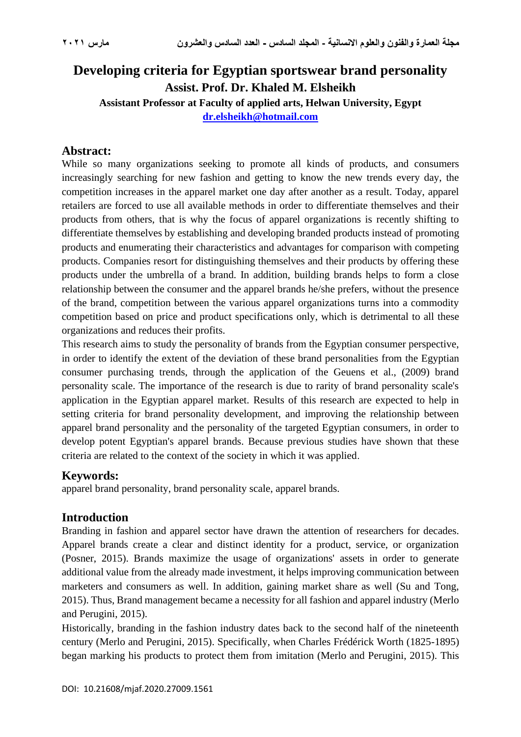# Developing criteria for Egyptian sportswear brand personality

**Assist. Prof. Dr. Khaled M. Elsheikh**

**Assistant Professor at Faculty of applied arts, Helwan University, Egypt**

**dr.elsheikh@hotmail.com**

## Abstract:

While so many organizations seeking to promote all kinds of products, and consumers increasingly searching for new fashion and getting to know the new trends every day, the competition increases in the apparel market one day after another as a result. Today, apparel retailers are forced to use all available methods in order to differentiate themselves and their products from others, that is why the focus of apparel organizations is recently shifting to differentiate themselves by establishing and developing branded products instead of promoting products and enumerating their characteristics and advantages for comparison with competing products. Companies resort for distinguishing themselves and their products by offering these products under the umbrella of a brand. In addition, building brands helps to form a close relationship between the consumer and the apparel brands he/she prefers, without the presence of the brand, competition between the various apparel organizations turns into a commodity competition based on price and product specifications only, which is detrimental to all these organizations and reduces their profits.

This research aims to study the personality of brands from the Egyptian consumer perspective, in order to identify the extent of the deviation of these brand personalities from the Egyptian consumer purchasing trends, through the application of the Geuens et al., (2009) brand personality scale. The importance of the research is due to rarity of brand personality scale's application in the Egyptian apparel market. Results of this research are expected to help in setting criteria for brand personality development, and improving the relationship between apparel brand personality and the personality of the targeted Egyptian consumers, in order to develop potent Egyptian's apparel brands. Because previous studies have shown that these criteria are related to the context of the society in which it was applied.

## Keywords:

apparel brand personality, brand personality scale, apparel brands.

## Introduction

Branding in fashion and apparel sector have drawn the attention of researchers for decades. Apparel brands create a clear and distinct identity for a product, service, or organization (Posner, 2015). Brands maximize the usage of organizations' assets in order to generate additional value from the already made investment, it helps improving communication between marketers and consumers as well. In addition, gaining market share as well (Su and Tong, 2015). Thus, Brand management became a necessity for all fashion and apparel industry (Merlo and Perugini, 2015).

Historically, branding in the fashion industry dates back to the second half of the nineteenth century (Merlo and Perugini, 2015). Specifically, when Charles Frédérick Worth (1825-1895) began marking his products to protect them from imitation (Merlo and Perugini, 2015). This

DOI: 10.21608/mjaf.2020.27009.1561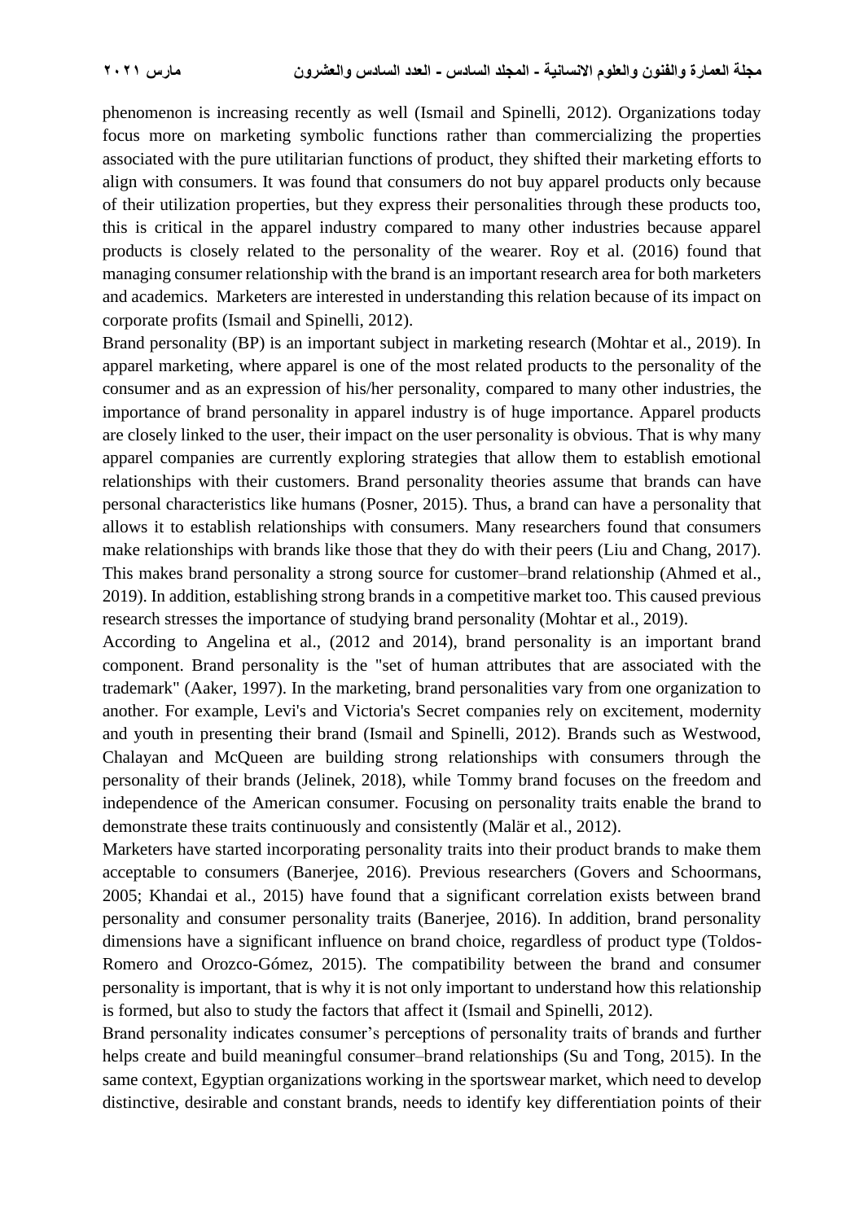phenomenon is increasing recently as well (Ismail and Spinelli, 2012). Organizations today focus more on marketing symbolic functions rather than commercializing the properties associated with the pure utilitarian functions of product, they shifted their marketing efforts to align with consumers. It was found that consumers do not buy apparel products only because of their utilization properties, but they express their personalities through these products too, this is critical in the apparel industry compared to many other industries because apparel products is closely related to the personality of the wearer. Roy et al. (2016) found that managing consumer relationship with the brand is an important research area for both marketers and academics. Marketers are interested in understanding this relation because of its impact on corporate profits (Ismail and Spinelli, 2012).

Brand personality (BP) is an important subject in marketing research (Mohtar et al., 2019). In apparel marketing, where apparel is one of the most related products to the personality of the consumer and as an expression of his/her personality, compared to many other industries, the importance of brand personality in apparel industry is of huge importance. Apparel products are closely linked to the user, their impact on the user personality is obvious. That is why many apparel companies are currently exploring strategies that allow them to establish emotional relationships with their customers. Brand personality theories assume that brands can have personal characteristics like humans (Posner, 2015). Thus, a brand can have a personality that allows it to establish relationships with consumers. Many researchers found that consumers make relationships with brands like those that they do with their peers (Liu and Chang, 2017). This makes brand personality a strong source for customer–brand relationship (Ahmed et al., 2019). In addition, establishing strong brands in a competitive market too. This caused previous research stresses the importance of studying brand personality (Mohtar et al., 2019).

According to Angelina et al., (2012 and 2014), brand personality is an important brand component. Brand personality is the "set of human attributes that are associated with the trademark" (Aaker, 1997). In the marketing, brand personalities vary from one organization to another. For example, Levi's and Victoria's Secret companies rely on excitement, modernity and youth in presenting their brand (Ismail and Spinelli, 2012). Brands such as Westwood, Chalayan and McQueen are building strong relationships with consumers through the personality of their brands (Jelinek, 2018), while Tommy brand focuses on the freedom and independence of the American consumer. Focusing on personality traits enable the brand to demonstrate these traits continuously and consistently (Malär et al., 2012).

Marketers have started incorporating personality traits into their product brands to make them acceptable to consumers (Banerjee, 2016). Previous researchers (Govers and Schoormans, 2005; Khandai et al., 2015) have found that a significant correlation exists between brand personality and consumer personality traits (Banerjee, 2016). In addition, brand personality dimensions have a significant influence on brand choice, regardless of product type (Toldos-Romero and Orozco-Gómez, 2015). The compatibility between the brand and consumer personality is important, that is why it is not only important to understand how this relationship is formed, but also to study the factors that affect it (Ismail and Spinelli, 2012).

Brand personality indicates consumer's perceptions of personality traits of brands and further helps create and build meaningful consumer–brand relationships (Su and Tong, 2015). In the same context, Egyptian organizations working in the sportswear market, which need to develop distinctive, desirable and constant brands, needs to identify key differentiation points of their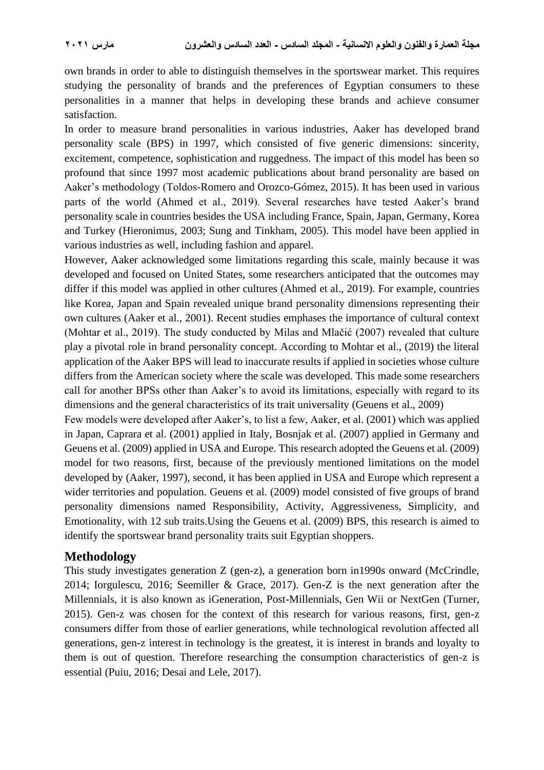own brands in order to able to distinguish themselves in the sportswear market. This requires studying the personality of brands and the preferences of Egyptian consumers to these personalities in a manner that helps in developing these brands and achieve consumer satisfaction.

In order to measure brand personalities in various industries, Aaker has developed brand personality scale (BPS) in 1997, which consisted of five generic dimensions: sincerity, excitement, competence, sophistication and ruggedness. The impact of this model has been so profound that since 1997 most academic publications about brand personality are based on Aaker's methodology (Toldos-Romero and Orozco-Gómez, 2015). It has been used in various parts of the world (Ahmed et al., 2019). Several researches have tested Aaker's brand personality scale in countries besides the USA including France, Spain, Japan, Germany, Korea and Turkey (Hieronimus, 2003; Sung and Tinkham, 2005). This model have been applied in various industries as well, including fashion and apparel.

However, Aaker acknowledged some limitations regarding this scale, mainly because it was developed and focused on United States, some researchers anticipated that the outcomes may differ if this model was applied in other cultures (Ahmed et al., 2019). For example, countries like Korea, Japan and Spain revealed unique brand personality dimensions representing their own cultures (Aaker et al., 2001). Recent studies emphases the importance of cultural context (Mohtar et al., 2019). The study conducted by Milas and Mlačić (2007) revealed that culture play a pivotal role in brand personality concept. According to Mohtar et al., (2019) the literal application of the Aaker BPS will lead to inaccurate results if applied in societies whose culture differs from the American society where the scale was developed. This made some researchers call for another BPSs other than Aaker's to avoid its limitations, especially with regard to its dimensions and the general characteristics of its trait universality (Geuens et al., 2009)

Few models were developed after Aaker's, to list a few, Aaker, et al. (2001) which was applied in Japan, Caprara et al. (2001) applied in Italy, Bosnjak et al. (2007) applied in Germany and Geuens et al. (2009) applied in USA and Europe. This research adopted the Geuens et al. (2009) model for two reasons, first, because of the previously mentioned limitations on the model developed by (Aaker, 1997), second, it has been applied in USA and Europe which represent a wider territories and population. Geuens et al. (2009) model consisted of five groups of brand personality dimensions named Responsibility, Activity, Aggressiveness, Simplicity, and Emotionality, with 12 sub traits.Using the Geuens et al. (2009) BPS, this research is aimed to identify the sportswear brand personality traits suit Egyptian shoppers.

## Methodology

This study investigates generation Z (gen-z), a generation born in1990s onward (McCrindle, 2014; Iorgulescu, 2016; Seemiller & Grace, 2017). Gen-Z is the next generation after the Millennials, it is also known as iGeneration, Post-Millennials, Gen Wii or NextGen (Turner, 2015). Gen-z was chosen for the context of this research for various reasons, first, gen-z consumers differ from those of earlier generations, while technological revolution affected all generations, gen-z interest in technology is the greatest, it is interest in brands and loyalty to them is out of question. Therefore researching the consumption characteristics of gen-z is essential (Puiu, 2016; Desai and Lele, 2017).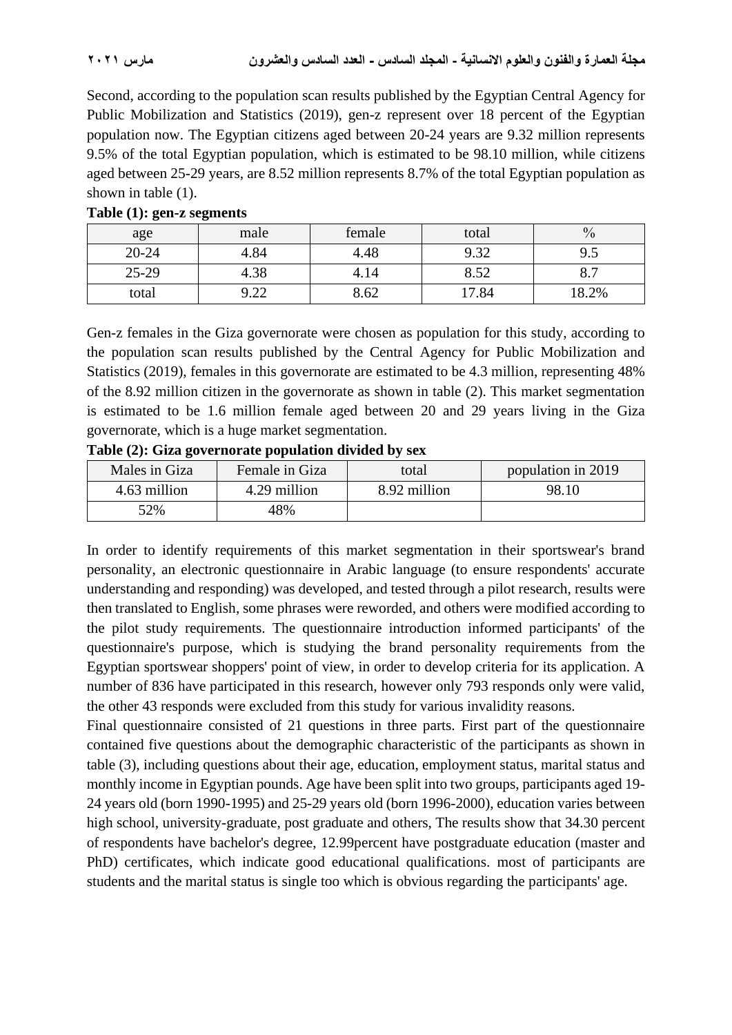Second, according to the population scan results published by the Egyptian Central Agency for Public Mobilization and Statistics (2019), gen-z represent over 18 percent of the Egyptian population now. The Egyptian citizens aged between 20-24 years are 9.32 million represents 9.5% of the total Egyptian population, which is estimated to be 98.10 million, while citizens aged between 25-29 years, are 8.52 million represents 8.7% of the total Egyptian population as shown in table (1).

**Table (1): gen-z segments**

| age | male | female | total | % |
|---|---|---|---|---|
| 20-24 | 4.84 | 4.48 | 9.32 | 9.5 |
| 25-29 | 4.38 | 4.14 | 8.52 | 8.7 |
| total | 9.22 | 8.62 | 17.84 | 18.2% |

Gen-z females in the Giza governorate were chosen as population for this study, according to the population scan results published by the Central Agency for Public Mobilization and Statistics (2019), females in this governorate are estimated to be 4.3 million, representing 48% of the 8.92 million citizen in the governorate as shown in table (2). This market segmentation is estimated to be 1.6 million female aged between 20 and 29 years living in the Giza governorate, which is a huge market segmentation.

**Table (2): Giza governorate population divided by sex**

| Males in Giza | Female in Giza | total | population in 2019 |
|---|---|---|---|
| 4.63 million | 4.29 million | 8.92 million | 98.10 |
| 52% | 48% | | |

In order to identify requirements of this market segmentation in their sportswear's brand personality, an electronic questionnaire in Arabic language (to ensure respondents' accurate understanding and responding) was developed, and tested through a pilot research, results were then translated to English, some phrases were reworded, and others were modified according to the pilot study requirements. The questionnaire introduction informed participants' of the questionnaire's purpose, which is studying the brand personality requirements from the Egyptian sportswear shoppers' point of view, in order to develop criteria for its application. A number of 836 have participated in this research, however only 793 responds only were valid, the other 43 responds were excluded from this study for various invalidity reasons.

Final questionnaire consisted of 21 questions in three parts. First part of the questionnaire contained five questions about the demographic characteristic of the participants as shown in table (3), including questions about their age, education, employment status, marital status and monthly income in Egyptian pounds. Age have been split into two groups, participants aged 19-24 years old (born 1990-1995) and 25-29 years old (born 1996-2000), education varies between high school, university-graduate, post graduate and others, The results show that 34.30 percent of respondents have bachelor's degree, 12.99percent have postgraduate education (master and PhD) certificates, which indicate good educational qualifications. most of participants are students and the marital status is single too which is obvious regarding the participants' age.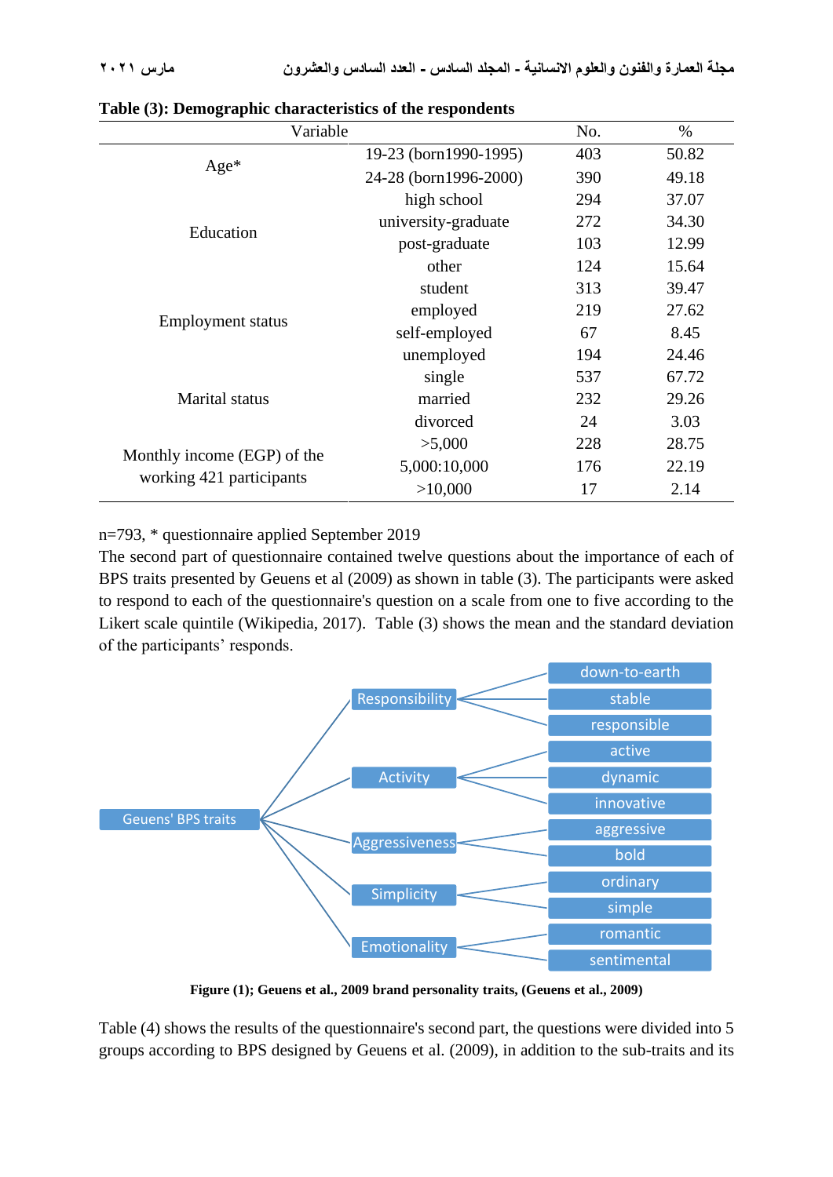**Table (3): Demographic characteristics of the respondents**

| Variable | | No. | % |
|---|---|---|---|
| Age* | 19-23 (born1990-1995) | 403 | 50.82 |
| | 24-28 (born1996-2000) | 390 | 49.18 |
| Education | high school | 294 | 37.07 |
| | university-graduate | 272 | 34.30 |
| | post-graduate | 103 | 12.99 |
| | other | 124 | 15.64 |
| Employment status | student | 313 | 39.47 |
| | employed | 219 | 27.62 |
| | self-employed | 67 | 8.45 |
| | unemployed | 194 | 24.46 |
| Marital status | single | 537 | 67.72 |
| | married | 232 | 29.26 |
| | divorced | 24 | 3.03 |
| Monthly income (EGP) of the working 421 participants | >5,000 | 228 | 28.75 |
| | 5,000:10,000 | 176 | 22.19 |
| | >10,000 | 17 | 2.14 |

n=793, * questionnaire applied September 2019

The second part of questionnaire contained twelve questions about the importance of each of BPS traits presented by Geuens et al (2009) as shown in table (3). The participants were asked to respond to each of the questionnaire's question on a scale from one to five according to the Likert scale quintile (Wikipedia, 2017). Table (3) shows the mean and the standard deviation of the participants' responds.

- Geuens' BPS traits
  - Responsibility
    - down-to-earth
    - stable
    - responsible
  - Activity
    - active
    - dynamic
    - innovative
  - Aggressiveness
    - aggressive
    - bold
  - Simplicity
    - ordinary
    - simple
  - Emotionality
    - romantic
    - sentimental

**Figure (1); Geuens et al., 2009 brand personality traits, (Geuens et al., 2009)**

Table (4) shows the results of the questionnaire's second part, the questions were divided into 5 groups according to BPS designed by Geuens et al. (2009), in addition to the sub-traits and its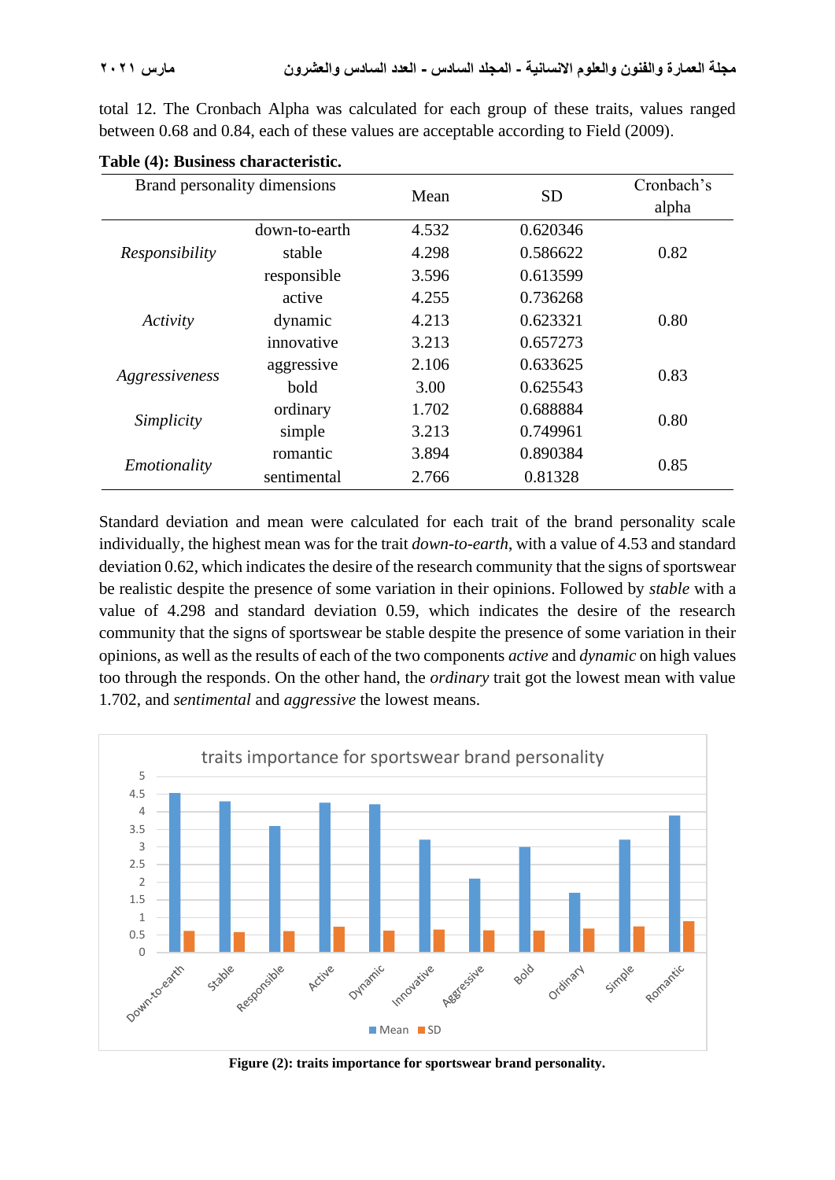total 12. The Cronbach Alpha was calculated for each group of these traits, values ranged between 0.68 and 0.84, each of these values are acceptable according to Field (2009).

**Table (4): Business characteristic.**

| Brand personality dimensions | | Mean | SD | Cronbach's alpha |
|---|---|---|---|---|
| *Responsibility* | down-to-earth | 4.532 | 0.620346 | 0.82 |
| | stable | 4.298 | 0.586622 | |
| | responsible | 3.596 | 0.613599 | |
| *Activity* | active | 4.255 | 0.736268 | 0.80 |
| | dynamic | 4.213 | 0.623321 | |
| | innovative | 3.213 | 0.657273 | |
| *Aggressiveness* | aggressive | 2.106 | 0.633625 | 0.83 |
| | bold | 3.00 | 0.625543 | |
| *Simplicity* | ordinary | 1.702 | 0.688884 | 0.80 |
| | simple | 3.213 | 0.749961 | |
| *Emotionality* | romantic | 3.894 | 0.890384 | 0.85 |
| | sentimental | 2.766 | 0.81328 | |

Standard deviation and mean were calculated for each trait of the brand personality scale individually, the highest mean was for the trait *down-to-earth*, with a value of 4.53 and standard deviation 0.62, which indicates the desire of the research community that the signs of sportswear be realistic despite the presence of some variation in their opinions. Followed by *stable* with a value of 4.298 and standard deviation 0.59, which indicates the desire of the research community that the signs of sportswear be stable despite the presence of some variation in their opinions, as well as the results of each of the two components *active* and *dynamic* on high values too through the responds. On the other hand, the *ordinary* trait got the lowest mean with value 1.702, and *sentimental* and *aggressive* the lowest means.

**Figure (2): traits importance for sportswear brand personality.**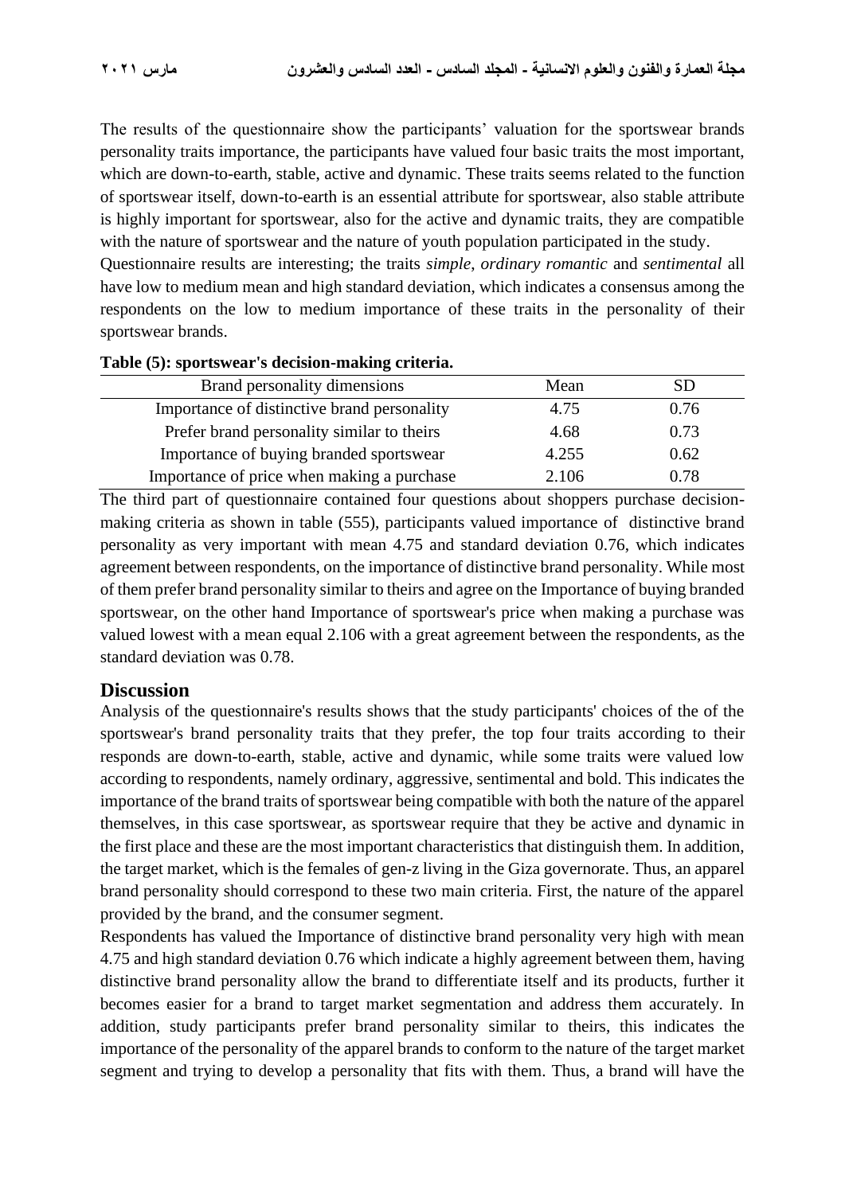The results of the questionnaire show the participants' valuation for the sportswear brands personality traits importance, the participants have valued four basic traits the most important, which are down-to-earth, stable, active and dynamic. These traits seems related to the function of sportswear itself, down-to-earth is an essential attribute for sportswear, also stable attribute is highly important for sportswear, also for the active and dynamic traits, they are compatible with the nature of sportswear and the nature of youth population participated in the study.

Questionnaire results are interesting; the traits *simple*, *ordinary romantic* and *sentimental* all have low to medium mean and high standard deviation, which indicates a consensus among the respondents on the low to medium importance of these traits in the personality of their sportswear brands.

**Table (5): sportswear's decision-making criteria.**

| Brand personality dimensions | Mean | SD |
|---|---|---|
| Importance of distinctive brand personality | 4.75 | 0.76 |
| Prefer brand personality similar to theirs | 4.68 | 0.73 |
| Importance of buying branded sportswear | 4.255 | 0.62 |
| Importance of price when making a purchase | 2.106 | 0.78 |

The third part of questionnaire contained four questions about shoppers purchase decision-making criteria as shown in table (555), participants valued importance of distinctive brand personality as very important with mean 4.75 and standard deviation 0.76, which indicates agreement between respondents, on the importance of distinctive brand personality. While most of them prefer brand personality similar to theirs and agree on the Importance of buying branded sportswear, on the other hand Importance of sportswear's price when making a purchase was valued lowest with a mean equal 2.106 with a great agreement between the respondents, as the standard deviation was 0.78.

## Discussion

Analysis of the questionnaire's results shows that the study participants' choices of the of the sportswear's brand personality traits that they prefer, the top four traits according to their responds are down-to-earth, stable, active and dynamic, while some traits were valued low according to respondents, namely ordinary, aggressive, sentimental and bold. This indicates the importance of the brand traits of sportswear being compatible with both the nature of the apparel themselves, in this case sportswear, as sportswear require that they be active and dynamic in the first place and these are the most important characteristics that distinguish them. In addition, the target market, which is the females of gen-z living in the Giza governorate. Thus, an apparel brand personality should correspond to these two main criteria. First, the nature of the apparel provided by the brand, and the consumer segment.

Respondents has valued the Importance of distinctive brand personality very high with mean 4.75 and high standard deviation 0.76 which indicate a highly agreement between them, having distinctive brand personality allow the brand to differentiate itself and its products, further it becomes easier for a brand to target market segmentation and address them accurately. In addition, study participants prefer brand personality similar to theirs, this indicates the importance of the personality of the apparel brands to conform to the nature of the target market segment and trying to develop a personality that fits with them. Thus, a brand will have the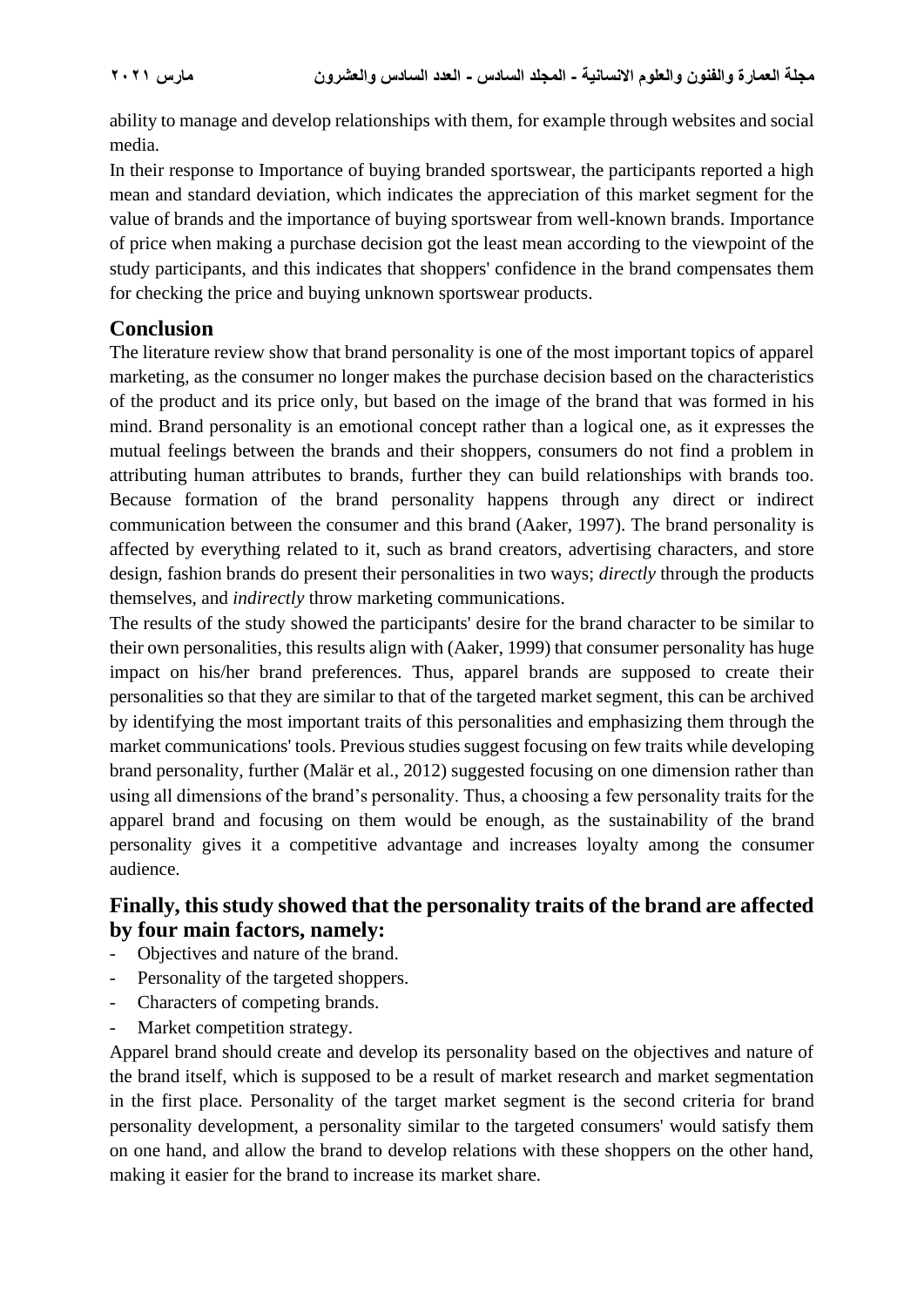ability to manage and develop relationships with them, for example through websites and social media.

In their response to Importance of buying branded sportswear, the participants reported a high mean and standard deviation, which indicates the appreciation of this market segment for the value of brands and the importance of buying sportswear from well-known brands. Importance of price when making a purchase decision got the least mean according to the viewpoint of the study participants, and this indicates that shoppers' confidence in the brand compensates them for checking the price and buying unknown sportswear products.

## Conclusion

The literature review show that brand personality is one of the most important topics of apparel marketing, as the consumer no longer makes the purchase decision based on the characteristics of the product and its price only, but based on the image of the brand that was formed in his mind. Brand personality is an emotional concept rather than a logical one, as it expresses the mutual feelings between the brands and their shoppers, consumers do not find a problem in attributing human attributes to brands, further they can build relationships with brands too. Because formation of the brand personality happens through any direct or indirect communication between the consumer and this brand (Aaker, 1997). The brand personality is affected by everything related to it, such as brand creators, advertising characters, and store design, fashion brands do present their personalities in two ways; *directly* through the products themselves, and *indirectly* throw marketing communications.

The results of the study showed the participants' desire for the brand character to be similar to their own personalities, this results align with (Aaker, 1999) that consumer personality has huge impact on his/her brand preferences. Thus, apparel brands are supposed to create their personalities so that they are similar to that of the targeted market segment, this can be archived by identifying the most important traits of this personalities and emphasizing them through the market communications' tools. Previous studies suggest focusing on few traits while developing brand personality, further (Malär et al., 2012) suggested focusing on one dimension rather than using all dimensions of the brand's personality. Thus, a choosing a few personality traits for the apparel brand and focusing on them would be enough, as the sustainability of the brand personality gives it a competitive advantage and increases loyalty among the consumer audience.

## Finally, this study showed that the personality traits of the brand are affected by four main factors, namely:

- Objectives and nature of the brand.
- Personality of the targeted shoppers.
- Characters of competing brands.
- Market competition strategy.

Apparel brand should create and develop its personality based on the objectives and nature of the brand itself, which is supposed to be a result of market research and market segmentation in the first place. Personality of the target market segment is the second criteria for brand personality development, a personality similar to the targeted consumers' would satisfy them on one hand, and allow the brand to develop relations with these shoppers on the other hand, making it easier for the brand to increase its market share.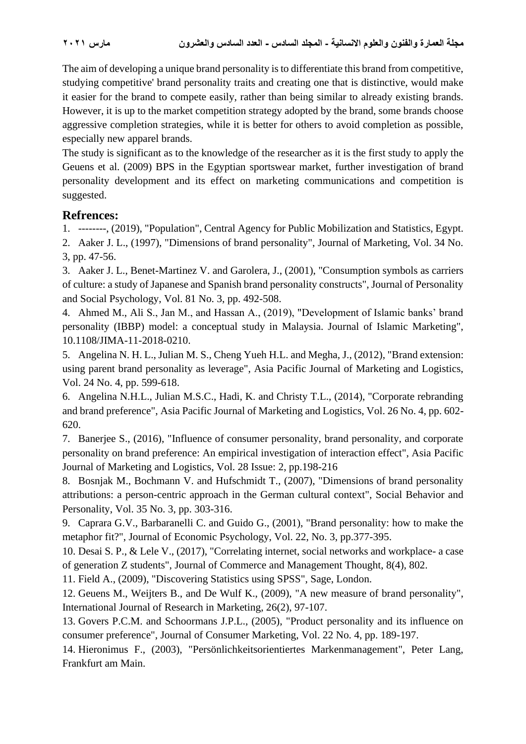The aim of developing a unique brand personality is to differentiate this brand from competitive, studying competitive' brand personality traits and creating one that is distinctive, would make it easier for the brand to compete easily, rather than being similar to already existing brands. However, it is up to the market competition strategy adopted by the brand, some brands choose aggressive completion strategies, while it is better for others to avoid completion as possible, especially new apparel brands.

The study is significant as to the knowledge of the researcher as it is the first study to apply the Geuens et al. (2009) BPS in the Egyptian sportswear market, further investigation of brand personality development and its effect on marketing communications and competition is suggested.

## Refrences:

1. --------, (2019), "Population", Central Agency for Public Mobilization and Statistics, Egypt.
2. Aaker J. L., (1997), "Dimensions of brand personality", Journal of Marketing, Vol. 34 No. 3, pp. 47-56.
3. Aaker J. L., Benet-Martinez V. and Garolera, J., (2001), "Consumption symbols as carriers of culture: a study of Japanese and Spanish brand personality constructs", Journal of Personality and Social Psychology, Vol. 81 No. 3, pp. 492-508.
4. Ahmed M., Ali S., Jan M., and Hassan A., (2019), "Development of Islamic banks' brand personality (IBBP) model: a conceptual study in Malaysia. Journal of Islamic Marketing", 10.1108/JIMA-11-2018-0210.
5. Angelina N. H. L., Julian M. S., Cheng Yueh H.L. and Megha, J., (2012), "Brand extension: using parent brand personality as leverage", Asia Pacific Journal of Marketing and Logistics, Vol. 24 No. 4, pp. 599-618.
6. Angelina N.H.L., Julian M.S.C., Hadi, K. and Christy T.L., (2014), "Corporate rebranding and brand preference", Asia Pacific Journal of Marketing and Logistics, Vol. 26 No. 4, pp. 602-620.
7. Banerjee S., (2016), "Influence of consumer personality, brand personality, and corporate personality on brand preference: An empirical investigation of interaction effect", Asia Pacific Journal of Marketing and Logistics, Vol. 28 Issue: 2, pp.198-216
8. Bosnjak M., Bochmann V. and Hufschmidt T., (2007), "Dimensions of brand personality attributions: a person-centric approach in the German cultural context", Social Behavior and Personality, Vol. 35 No. 3, pp. 303-316.
9. Caprara G.V., Barbaranelli C. and Guido G., (2001), "Brand personality: how to make the metaphor fit?", Journal of Economic Psychology, Vol. 22, No. 3, pp.377-395.
10. Desai S. P., & Lele V., (2017), "Correlating internet, social networks and workplace- a case of generation Z students", Journal of Commerce and Management Thought, 8(4), 802.
11. Field A., (2009), "Discovering Statistics using SPSS", Sage, London.
12. Geuens M., Weijters B., and De Wulf K., (2009), "A new measure of brand personality", International Journal of Research in Marketing, 26(2), 97-107.
13. Govers P.C.M. and Schoormans J.P.L., (2005), "Product personality and its influence on consumer preference", Journal of Consumer Marketing, Vol. 22 No. 4, pp. 189-197.
14. Hieronimus F., (2003), "Persönlichkeitsorientiertes Markenmanagement", Peter Lang, Frankfurt am Main.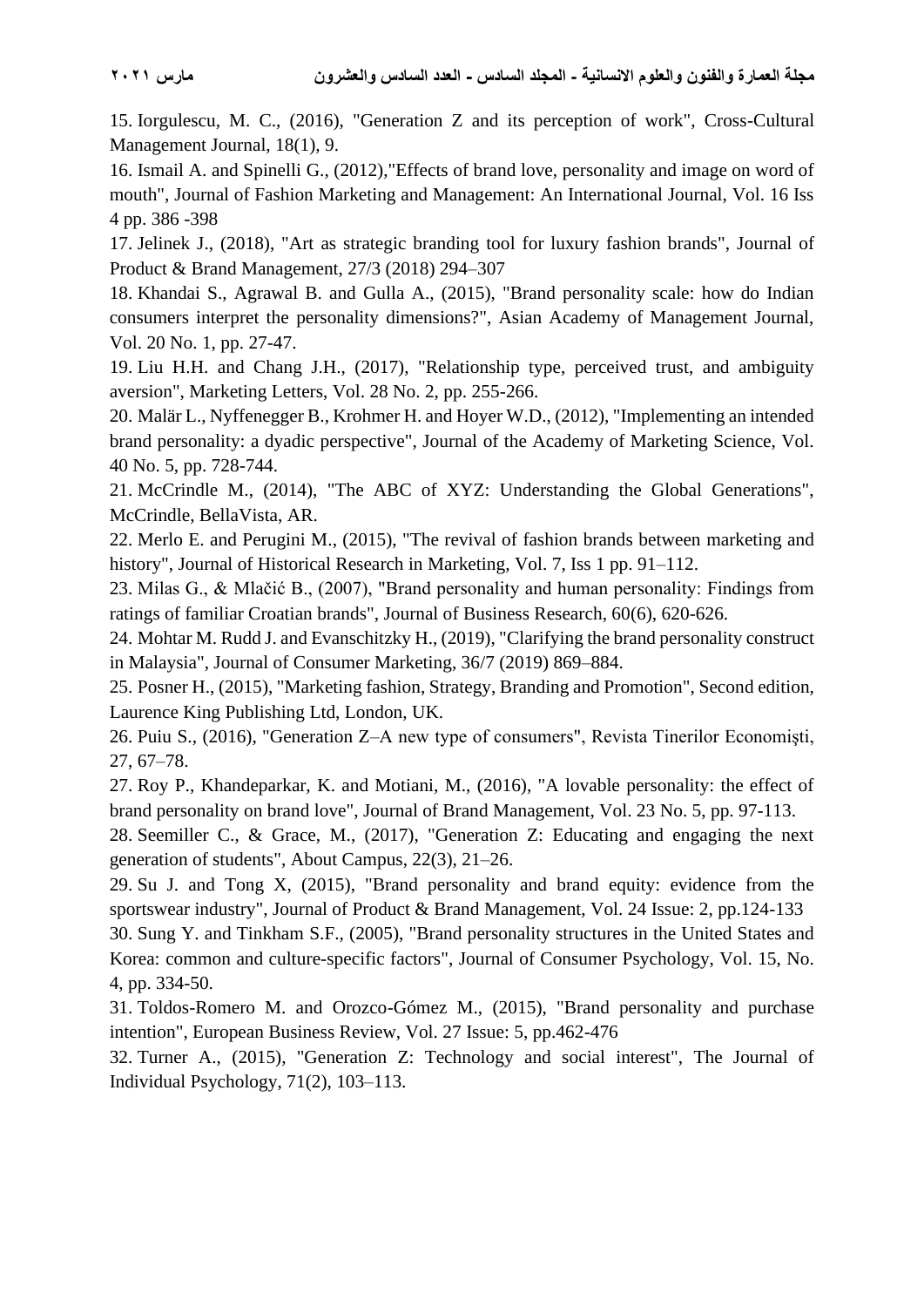15. Iorgulescu, M. C., (2016), "Generation Z and its perception of work", Cross-Cultural Management Journal, 18(1), 9.

16. Ismail A. and Spinelli G., (2012),"Effects of brand love, personality and image on word of mouth", Journal of Fashion Marketing and Management: An International Journal, Vol. 16 Iss 4 pp. 386 -398

17. Jelinek J., (2018), "Art as strategic branding tool for luxury fashion brands", Journal of Product & Brand Management, 27/3 (2018) 294–307

18. Khandai S., Agrawal B. and Gulla A., (2015), "Brand personality scale: how do Indian consumers interpret the personality dimensions?", Asian Academy of Management Journal, Vol. 20 No. 1, pp. 27-47.

19. Liu H.H. and Chang J.H., (2017), "Relationship type, perceived trust, and ambiguity aversion", Marketing Letters, Vol. 28 No. 2, pp. 255-266.

20. Malär L., Nyffenegger B., Krohmer H. and Hoyer W.D., (2012), "Implementing an intended brand personality: a dyadic perspective", Journal of the Academy of Marketing Science, Vol. 40 No. 5, pp. 728-744.

21. McCrindle M., (2014), "The ABC of XYZ: Understanding the Global Generations", McCrindle, BellaVista, AR.

22. Merlo E. and Perugini M., (2015), "The revival of fashion brands between marketing and history", Journal of Historical Research in Marketing, Vol. 7, Iss 1 pp. 91–112.

23. Milas G., & Mlačić B., (2007), "Brand personality and human personality: Findings from ratings of familiar Croatian brands", Journal of Business Research, 60(6), 620-626.

24. Mohtar M. Rudd J. and Evanschitzky H., (2019), "Clarifying the brand personality construct in Malaysia", Journal of Consumer Marketing, 36/7 (2019) 869–884.

25. Posner H., (2015), "Marketing fashion, Strategy, Branding and Promotion", Second edition, Laurence King Publishing Ltd, London, UK.

26. Puiu S., (2016), "Generation Z–A new type of consumers", Revista Tinerilor Economişti, 27, 67–78.

27. Roy P., Khandeparkar, K. and Motiani, M., (2016), "A lovable personality: the effect of brand personality on brand love", Journal of Brand Management, Vol. 23 No. 5, pp. 97-113.

28. Seemiller C., & Grace, M., (2017), "Generation Z: Educating and engaging the next generation of students", About Campus, 22(3), 21–26.

29. Su J. and Tong X, (2015), "Brand personality and brand equity: evidence from the sportswear industry", Journal of Product & Brand Management, Vol. 24 Issue: 2, pp.124-133

30. Sung Y. and Tinkham S.F., (2005), "Brand personality structures in the United States and Korea: common and culture-specific factors", Journal of Consumer Psychology, Vol. 15, No. 4, pp. 334-50.

31. Toldos-Romero M. and Orozco-Gómez M., (2015), "Brand personality and purchase intention", European Business Review, Vol. 27 Issue: 5, pp.462-476

32. Turner A., (2015), "Generation Z: Technology and social interest", The Journal of Individual Psychology, 71(2), 103–113.